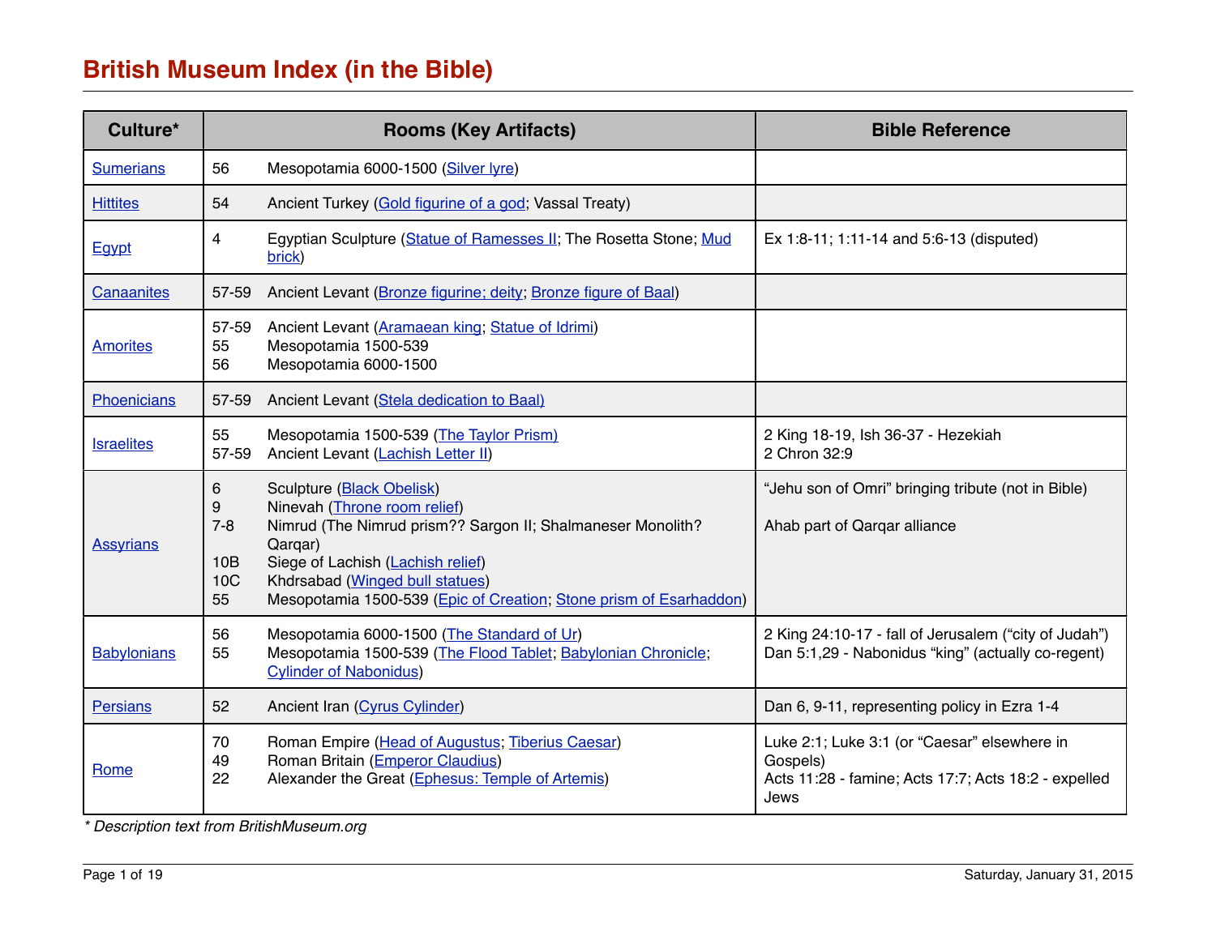# British Museum Index (in the Bible)

| Culture* | Rooms (Key Artifacts) | Bible Reference |
|---|---|---|
| Sumerians | 56 Mesopotamia 6000-1500 (Silver lyre) | |
| Hittites | 54 Ancient Turkey (Gold figurine of a god; Vassal Treaty) | |
| Egypt | 4 Egyptian Sculpture (Statue of Ramesses II; The Rosetta Stone; Mud brick) | Ex 1:8-11; 1:11-14 and 5:6-13 (disputed) |
| Canaanites | 57-59 Ancient Levant (Bronze figurine; deity; Bronze figure of Baal) | |
| Amorites | 57-59 Ancient Levant (Aramaean king; Statue of Idrimi)<br>55 Mesopotamia 1500-539<br>56 Mesopotamia 6000-1500 | |
| Phoenicians | 57-59 Ancient Levant (Stela dedication to Baal) | |
| Israelites | 55 Mesopotamia 1500-539 (The Taylor Prism)<br>57-59 Ancient Levant (Lachish Letter II) | 2 King 18-19, Ish 36-37 - Hezekiah<br>2 Chron 32:9 |
| Assyrians | 6 Sculpture (Black Obelisk)<br>9 Ninevah (Throne room relief)<br>7-8 Nimrud (The Nimrud prism?? Sargon II; Shalmaneser Monolith? Qarqar)<br>10B Siege of Lachish (Lachish relief)<br>10C Khdrsabad (Winged bull statues)<br>55 Mesopotamia 1500-539 (Epic of Creation; Stone prism of Esarhaddon) | "Jehu son of Omri" bringing tribute (not in Bible)<br><br>Ahab part of Qarqar alliance |
| Babylonians | 56 Mesopotamia 6000-1500 (The Standard of Ur)<br>55 Mesopotamia 1500-539 (The Flood Tablet; Babylonian Chronicle; Cylinder of Nabonidus) | 2 King 24:10-17 - fall of Jerusalem ("city of Judah")<br>Dan 5:1,29 - Nabonidus "king" (actually co-regent) |
| Persians | 52 Ancient Iran (Cyrus Cylinder) | Dan 6, 9-11, representing policy in Ezra 1-4 |
| Rome | 70 Roman Empire (Head of Augustus; Tiberius Caesar)<br>49 Roman Britain (Emperor Claudius)<br>22 Alexander the Great (Ephesus: Temple of Artemis) | Luke 2:1; Luke 3:1 (or "Caesar" elsewhere in Gospels)<br>Acts 11:28 - famine; Acts 17:7; Acts 18:2 - expelled Jews |

*\* Description text from BritishMuseum.org*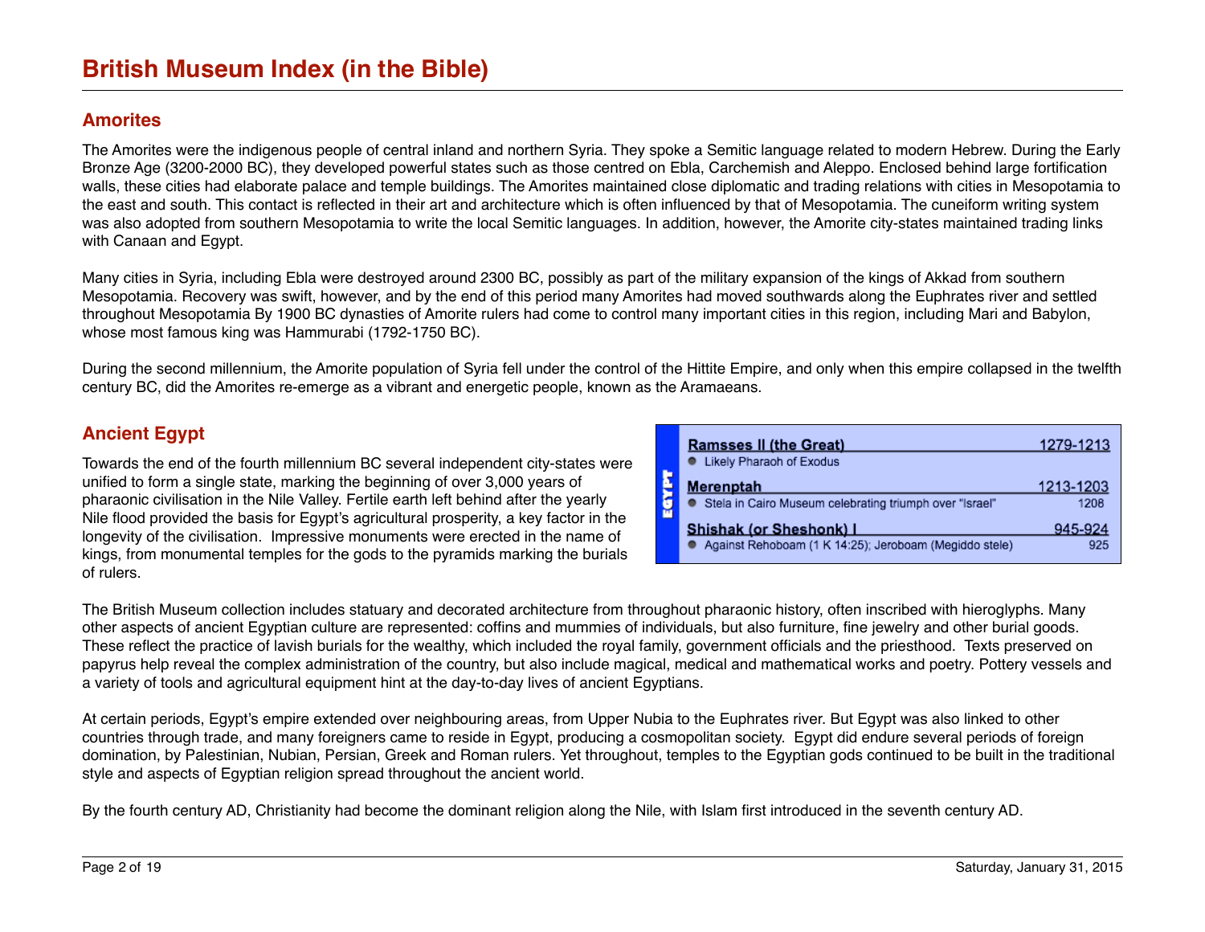# British Museum Index (in the Bible)

## Amorites

The Amorites were the indigenous people of central inland and northern Syria. They spoke a Semitic language related to modern Hebrew. During the Early Bronze Age (3200-2000 BC), they developed powerful states such as those centred on Ebla, Carchemish and Aleppo. Enclosed behind large fortification walls, these cities had elaborate palace and temple buildings. The Amorites maintained close diplomatic and trading relations with cities in Mesopotamia to the east and south. This contact is reflected in their art and architecture which is often influenced by that of Mesopotamia. The cuneiform writing system was also adopted from southern Mesopotamia to write the local Semitic languages. In addition, however, the Amorite city-states maintained trading links with Canaan and Egypt.

Many cities in Syria, including Ebla were destroyed around 2300 BC, possibly as part of the military expansion of the kings of Akkad from southern Mesopotamia. Recovery was swift, however, and by the end of this period many Amorites had moved southwards along the Euphrates river and settled throughout Mesopotamia By 1900 BC dynasties of Amorite rulers had come to control many important cities in this region, including Mari and Babylon, whose most famous king was Hammurabi (1792-1750 BC).

During the second millennium, the Amorite population of Syria fell under the control of the Hittite Empire, and only when this empire collapsed in the twelfth century BC, did the Amorites re-emerge as a vibrant and energetic people, known as the Aramaeans.

## Ancient Egypt

Towards the end of the fourth millennium BC several independent city-states were unified to form a single state, marking the beginning of over 3,000 years of pharaonic civilisation in the Nile Valley. Fertile earth left behind after the yearly Nile flood provided the basis for Egypt's agricultural prosperity, a key factor in the longevity of the civilisation. Impressive monuments were erected in the name of kings, from monumental temples for the gods to the pyramids marking the burials of rulers.

| EGYPT | |
|---|---|
| **Ramsses II (the Great)** | **1279-1213** |
| • Likely Pharaoh of Exodus | |
| **Merenptah** | **1213-1203** |
| • Stela in Cairo Museum celebrating triumph over "Israel" | 1208 |
| **Shishak (or Sheshonk) I** | **945-924** |
| • Against Rehoboam (1 K 14:25); Jeroboam (Megiddo stele) | 925 |

The British Museum collection includes statuary and decorated architecture from throughout pharaonic history, often inscribed with hieroglyphs. Many other aspects of ancient Egyptian culture are represented: coffins and mummies of individuals, but also furniture, fine jewelry and other burial goods. These reflect the practice of lavish burials for the wealthy, which included the royal family, government officials and the priesthood. Texts preserved on papyrus help reveal the complex administration of the country, but also include magical, medical and mathematical works and poetry. Pottery vessels and a variety of tools and agricultural equipment hint at the day-to-day lives of ancient Egyptians.

At certain periods, Egypt's empire extended over neighbouring areas, from Upper Nubia to the Euphrates river. But Egypt was also linked to other countries through trade, and many foreigners came to reside in Egypt, producing a cosmopolitan society. Egypt did endure several periods of foreign domination, by Palestinian, Nubian, Persian, Greek and Roman rulers. Yet throughout, temples to the Egyptian gods continued to be built in the traditional style and aspects of Egyptian religion spread throughout the ancient world.

By the fourth century AD, Christianity had become the dominant religion along the Nile, with Islam first introduced in the seventh century AD.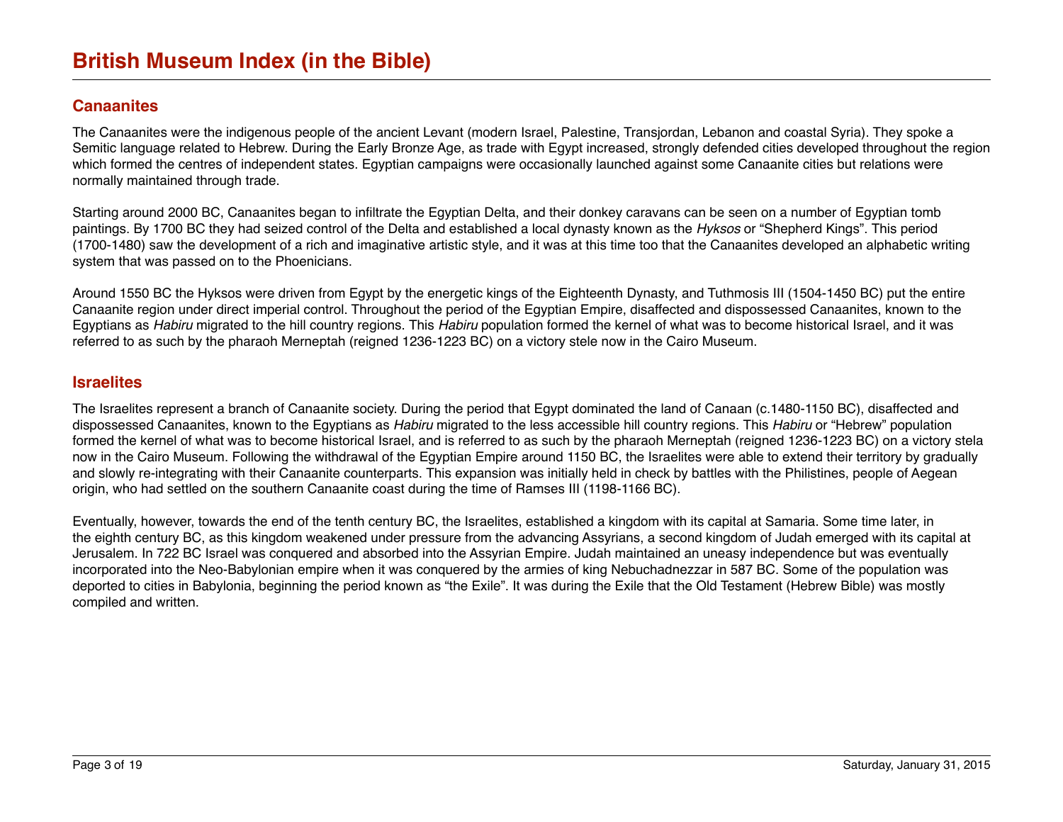# British Museum Index (in the Bible)

## Canaanites

The Canaanites were the indigenous people of the ancient Levant (modern Israel, Palestine, Transjordan, Lebanon and coastal Syria). They spoke a Semitic language related to Hebrew. During the Early Bronze Age, as trade with Egypt increased, strongly defended cities developed throughout the region which formed the centres of independent states. Egyptian campaigns were occasionally launched against some Canaanite cities but relations were normally maintained through trade.

Starting around 2000 BC, Canaanites began to infiltrate the Egyptian Delta, and their donkey caravans can be seen on a number of Egyptian tomb paintings. By 1700 BC they had seized control of the Delta and established a local dynasty known as the *Hyksos* or “Shepherd Kings”. This period (1700-1480) saw the development of a rich and imaginative artistic style, and it was at this time too that the Canaanites developed an alphabetic writing system that was passed on to the Phoenicians.

Around 1550 BC the Hyksos were driven from Egypt by the energetic kings of the Eighteenth Dynasty, and Tuthmosis III (1504-1450 BC) put the entire Canaanite region under direct imperial control. Throughout the period of the Egyptian Empire, disaffected and dispossessed Canaanites, known to the Egyptians as *Habiru* migrated to the hill country regions. This *Habiru* population formed the kernel of what was to become historical Israel, and it was referred to as such by the pharaoh Merneptah (reigned 1236-1223 BC) on a victory stele now in the Cairo Museum.

## Israelites

The Israelites represent a branch of Canaanite society. During the period that Egypt dominated the land of Canaan (c.1480-1150 BC), disaffected and dispossessed Canaanites, known to the Egyptians as *Habiru* migrated to the less accessible hill country regions. This *Habiru* or “Hebrew” population formed the kernel of what was to become historical Israel, and is referred to as such by the pharaoh Merneptah (reigned 1236-1223 BC) on a victory stela now in the Cairo Museum. Following the withdrawal of the Egyptian Empire around 1150 BC, the Israelites were able to extend their territory by gradually and slowly re-integrating with their Canaanite counterparts. This expansion was initially held in check by battles with the Philistines, people of Aegean origin, who had settled on the southern Canaanite coast during the time of Ramses III (1198-1166 BC).

Eventually, however, towards the end of the tenth century BC, the Israelites, established a kingdom with its capital at Samaria. Some time later, in the eighth century BC, as this kingdom weakened under pressure from the advancing Assyrians, a second kingdom of Judah emerged with its capital at Jerusalem. In 722 BC Israel was conquered and absorbed into the Assyrian Empire. Judah maintained an uneasy independence but was eventually incorporated into the Neo-Babylonian empire when it was conquered by the armies of king Nebuchadnezzar in 587 BC. Some of the population was deported to cities in Babylonia, beginning the period known as “the Exile”. It was during the Exile that the Old Testament (Hebrew Bible) was mostly compiled and written.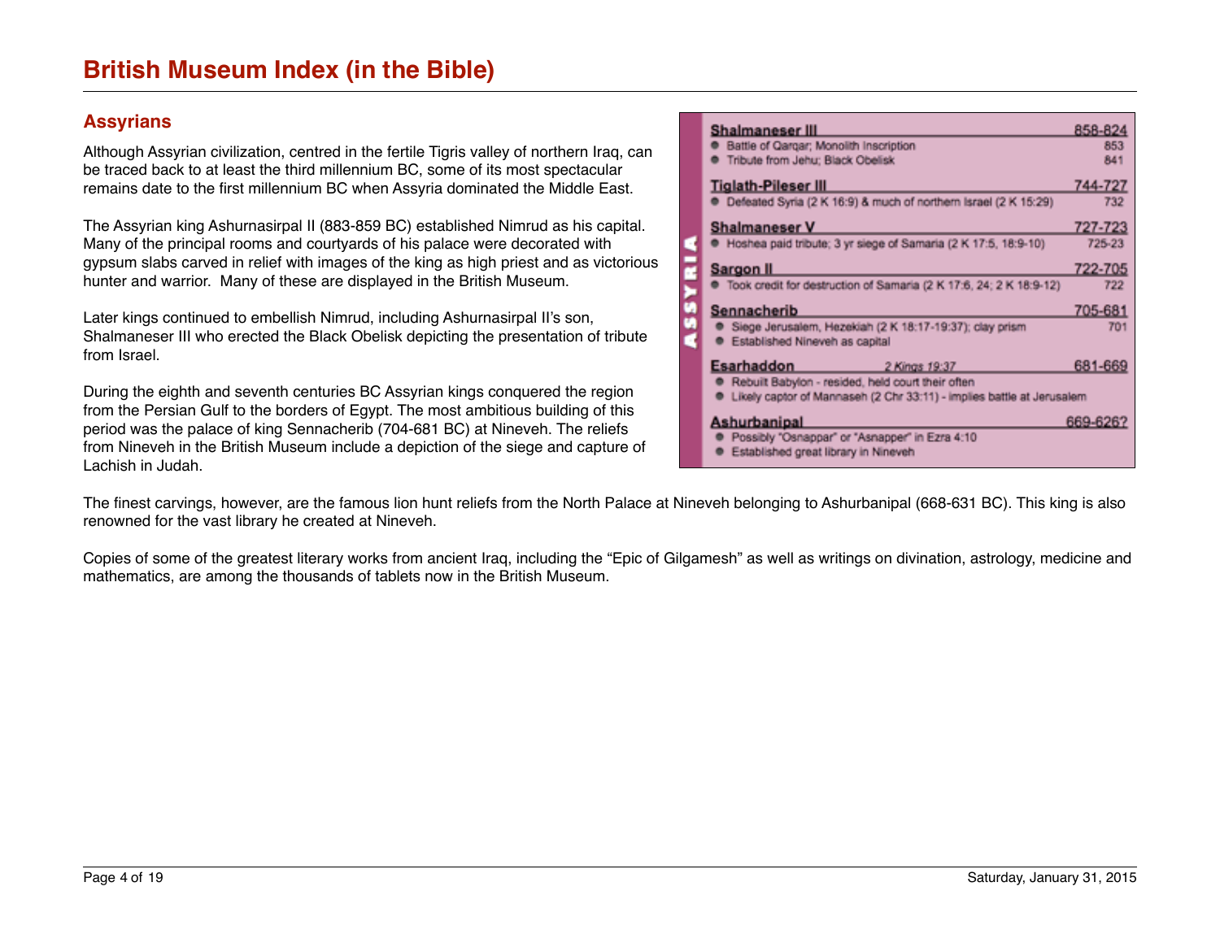# British Museum Index (in the Bible)

## Assyrians

Although Assyrian civilization, centred in the fertile Tigris valley of northern Iraq, can be traced back to at least the third millennium BC, some of its most spectacular remains date to the first millennium BC when Assyria dominated the Middle East.

The Assyrian king Ashurnasirpal II (883-859 BC) established Nimrud as his capital. Many of the principal rooms and courtyards of his palace were decorated with gypsum slabs carved in relief with images of the king as high priest and as victorious hunter and warrior. Many of these are displayed in the British Museum.

Later kings continued to embellish Nimrud, including Ashurnasirpal II's son, Shalmaneser III who erected the Black Obelisk depicting the presentation of tribute from Israel.

During the eighth and seventh centuries BC Assyrian kings conquered the region from the Persian Gulf to the borders of Egypt. The most ambitious building of this period was the palace of king Sennacherib (704-681 BC) at Nineveh. The reliefs from Nineveh in the British Museum include a depiction of the siege and capture of Lachish in Judah.

**ASSYRIA**

**Shalmaneser III** — 858-824
- Battle of Qarqar; Monolith Inscription — 853
- Tribute from Jehu; Black Obelisk — 841

**Tiglath-Pileser III** — 744-727
- Defeated Syria (2 K 16:9) & much of northern Israel (2 K 15:29) — 732

**Shalmaneser V** — 727-723
- Hoshea paid tribute; 3 yr siege of Samaria (2 K 17:5, 18:9-10) — 725-23

**Sargon II** — 722-705
- Took credit for destruction of Samaria (2 K 17:6, 24; 2 K 18:9-12) — 722

**Sennacherib** — 705-681
- Siege Jerusalem, Hezekiah (2 K 18:17-19:37); clay prism — 701
- Established Nineveh as capital

**Esarhaddon** *2 Kings 19:37* — 681-669
- Rebuilt Babylon - resided, held court their often
- Likely captor of Mannaseh (2 Chr 33:11) - implies battle at Jerusalem

**Ashurbanipal** — 669-626?
- Possibly "Osnappar" or "Asnapper" in Ezra 4:10
- Established great library in Nineveh

The finest carvings, however, are the famous lion hunt reliefs from the North Palace at Nineveh belonging to Ashurbanipal (668-631 BC). This king is also renowned for the vast library he created at Nineveh.

Copies of some of the greatest literary works from ancient Iraq, including the "Epic of Gilgamesh" as well as writings on divination, astrology, medicine and mathematics, are among the thousands of tablets now in the British Museum.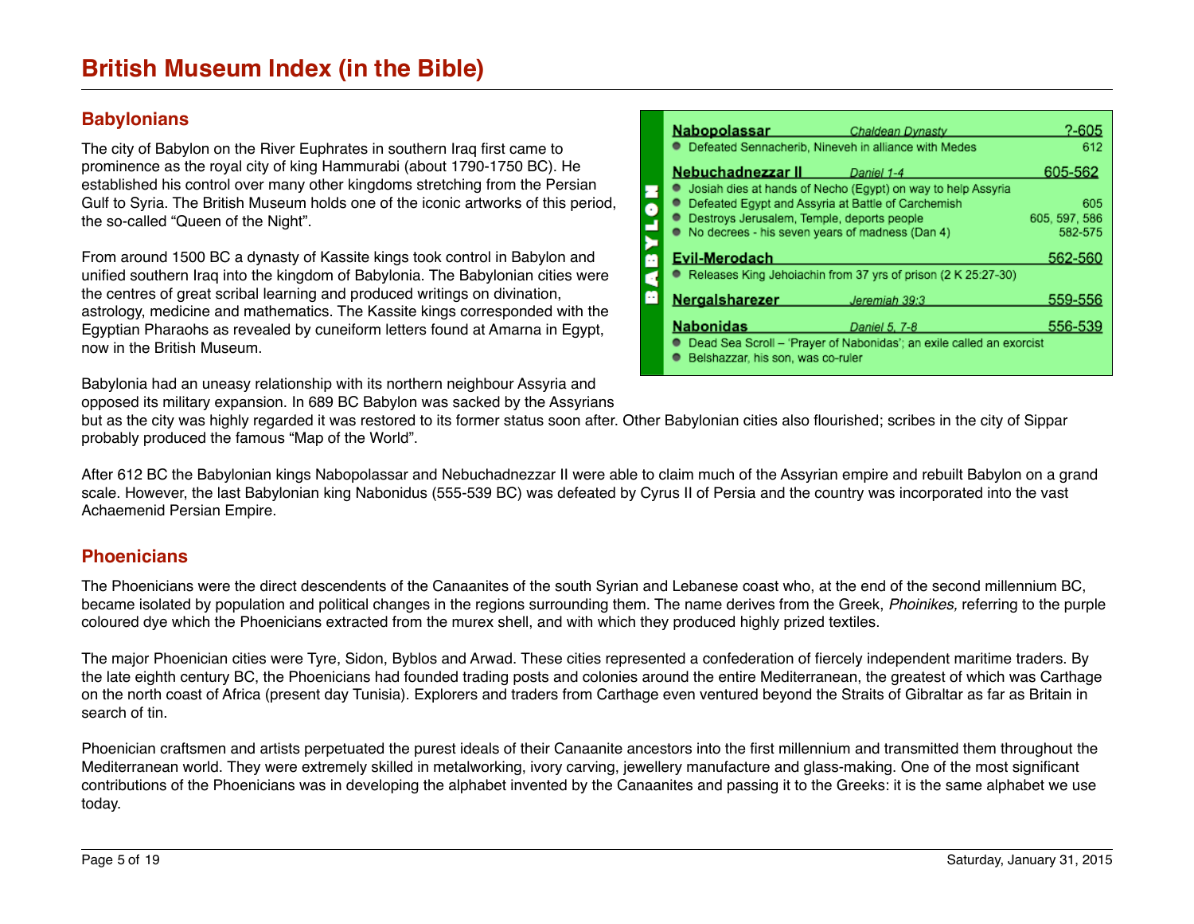# British Museum Index (in the Bible)

## Babylonians

The city of Babylon on the River Euphrates in southern Iraq first came to prominence as the royal city of king Hammurabi (about 1790-1750 BC). He established his control over many other kingdoms stretching from the Persian Gulf to Syria. The British Museum holds one of the iconic artworks of this period, the so-called "Queen of the Night".

From around 1500 BC a dynasty of Kassite kings took control in Babylon and unified southern Iraq into the kingdom of Babylonia. The Babylonian cities were the centres of great scribal learning and produced writings on divination, astrology, medicine and mathematics. The Kassite kings corresponded with the Egyptian Pharaohs as revealed by cuneiform letters found at Amarna in Egypt, now in the British Museum.

Babylonia had an uneasy relationship with its northern neighbour Assyria and opposed its military expansion. In 689 BC Babylon was sacked by the Assyrians but as the city was highly regarded it was restored to its former status soon after. Other Babylonian cities also flourished; scribes in the city of Sippar probably produced the famous "Map of the World".

After 612 BC the Babylonian kings Nabopolassar and Nebuchadnezzar II were able to claim much of the Assyrian empire and rebuilt Babylon on a grand scale. However, the last Babylonian king Nabonidus (555-539 BC) was defeated by Cyrus II of Persia and the country was incorporated into the vast Achaemenid Persian Empire.

**BABYLON**

| King | Reference | Dates |
| --- | --- | --- |
| **Nabopolassar** | *Chaldean Dynasty* | ?-605 |
| • Defeated Sennacherib, Nineveh in alliance with Medes | | 612 |
| **Nebuchadnezzar II** | *Daniel 1-4* | 605-562 |
| • Josiah dies at hands of Necho (Egypt) on way to help Assyria | | |
| • Defeated Egypt and Assyria at Battle of Carchemish | | 605 |
| • Destroys Jerusalem, Temple, deports people | | 605, 597, 586 |
| • No decrees - his seven years of madness (Dan 4) | | 582-575 |
| **Evil-Merodach** | | 562-560 |
| • Releases King Jehoiachin from 37 yrs of prison (2 K 25:27-30) | | |
| **Nergalsharezer** | *Jeremiah 39:3* | 559-556 |
| **Nabonidas** | *Daniel 5, 7-8* | 556-539 |
| • Dead Sea Scroll – 'Prayer of Nabonidas'; an exile called an exorcist | | |
| • Belshazzar, his son, was co-ruler | | |

## Phoenicians

The Phoenicians were the direct descendents of the Canaanites of the south Syrian and Lebanese coast who, at the end of the second millennium BC, became isolated by population and political changes in the regions surrounding them. The name derives from the Greek, *Phoinikes,* referring to the purple coloured dye which the Phoenicians extracted from the murex shell, and with which they produced highly prized textiles.

The major Phoenician cities were Tyre, Sidon, Byblos and Arwad. These cities represented a confederation of fiercely independent maritime traders. By the late eighth century BC, the Phoenicians had founded trading posts and colonies around the entire Mediterranean, the greatest of which was Carthage on the north coast of Africa (present day Tunisia). Explorers and traders from Carthage even ventured beyond the Straits of Gibraltar as far as Britain in search of tin.

Phoenician craftsmen and artists perpetuated the purest ideals of their Canaanite ancestors into the first millennium and transmitted them throughout the Mediterranean world. They were extremely skilled in metalworking, ivory carving, jewellery manufacture and glass-making. One of the most significant contributions of the Phoenicians was in developing the alphabet invented by the Canaanites and passing it to the Greeks: it is the same alphabet we use today.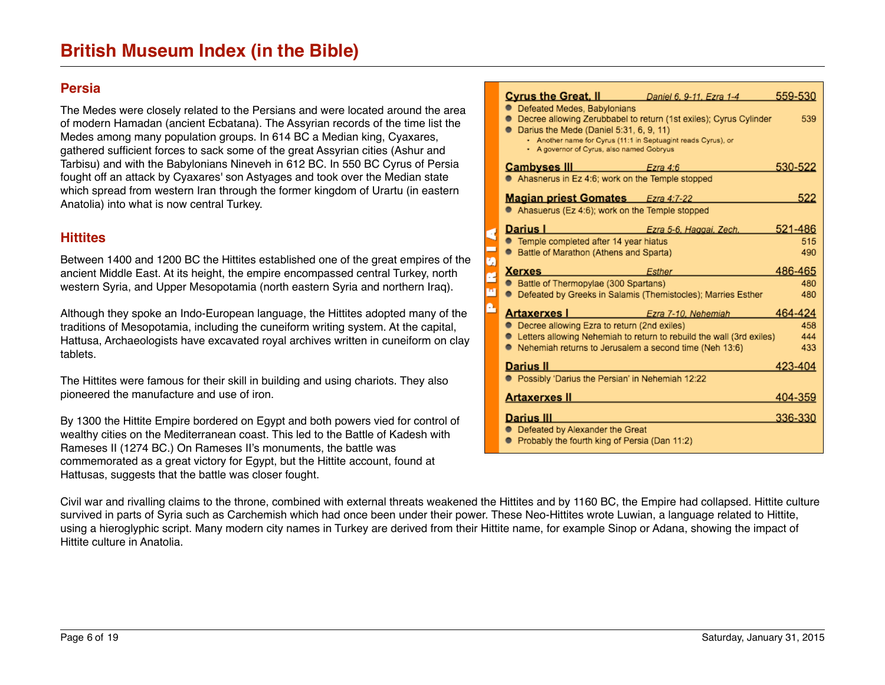# British Museum Index (in the Bible)

## Persia

The Medes were closely related to the Persians and were located around the area of modern Hamadan (ancient Ecbatana). The Assyrian records of the time list the Medes among many population groups. In 614 BC a Median king, Cyaxares, gathered sufficient forces to sack some of the great Assyrian cities (Ashur and Tarbisu) and with the Babylonians Nineveh in 612 BC. In 550 BC Cyrus of Persia fought off an attack by Cyaxares' son Astyages and took over the Median state which spread from western Iran through the former kingdom of Urartu (in eastern Anatolia) into what is now central Turkey.

**PERSIA**

**Cyrus the Great, II** — *Daniel 6, 9-11, Ezra 1-4* — 559-530
- Defeated Medes, Babylonians
- Decree allowing Zerubbabel to return (1st exiles); Cyrus Cylinder — 539
- Darius the Mede (Daniel 5:31, 6, 9, 11)
  - Another name for Cyrus (11:1 in Septuagint reads Cyrus), or
  - A governor of Cyrus, also named Gobryus

**Cambyses III** — *Ezra 4:6* — 530-522
- Ahasnerus in Ez 4:6; work on the Temple stopped

**Magian priest Gomates** — *Ezra 4:7-22* — 522
- Ahasuerus (Ez 4:6); work on the Temple stopped

**Darius I** — *Ezra 5-6, Haggai, Zech.* — 521-486
- Temple completed after 14 year hiatus — 515
- Battle of Marathon (Athens and Sparta) — 490

**Xerxes** — *Esther* — 486-465
- Battle of Thermopylae (300 Spartans) — 480
- Defeated by Greeks in Salamis (Themistocles); Marries Esther — 480

**Artaxerxes I** — *Ezra 7-10, Nehemiah* — 464-424
- Decree allowing Ezra to return (2nd exiles) — 458
- Letters allowing Nehemiah to return to rebuild the wall (3rd exiles) — 444
- Nehemiah returns to Jerusalem a second time (Neh 13:6) — 433

**Darius II** — 423-404
- Possibly 'Darius the Persian' in Nehemiah 12:22

**Artaxerxes II** — 404-359

**Darius III** — 336-330
- Defeated by Alexander the Great
- Probably the fourth king of Persia (Dan 11:2)

## Hittites

Between 1400 and 1200 BC the Hittites established one of the great empires of the ancient Middle East. At its height, the empire encompassed central Turkey, north western Syria, and Upper Mesopotamia (north eastern Syria and northern Iraq).

Although they spoke an Indo-European language, the Hittites adopted many of the traditions of Mesopotamia, including the cuneiform writing system. At the capital, Hattusa, Archaeologists have excavated royal archives written in cuneiform on clay tablets.

The Hittites were famous for their skill in building and using chariots. They also pioneered the manufacture and use of iron.

By 1300 the Hittite Empire bordered on Egypt and both powers vied for control of wealthy cities on the Mediterranean coast. This led to the Battle of Kadesh with Rameses II (1274 BC.) On Rameses II's monuments, the battle was commemorated as a great victory for Egypt, but the Hittite account, found at Hattusas, suggests that the battle was closer fought.

Civil war and rivalling claims to the throne, combined with external threats weakened the Hittites and by 1160 BC, the Empire had collapsed. Hittite culture survived in parts of Syria such as Carchemish which had once been under their power. These Neo-Hittites wrote Luwian, a language related to Hittite, using a hieroglyphic script. Many modern city names in Turkey are derived from their Hittite name, for example Sinop or Adana, showing the impact of Hittite culture in Anatolia.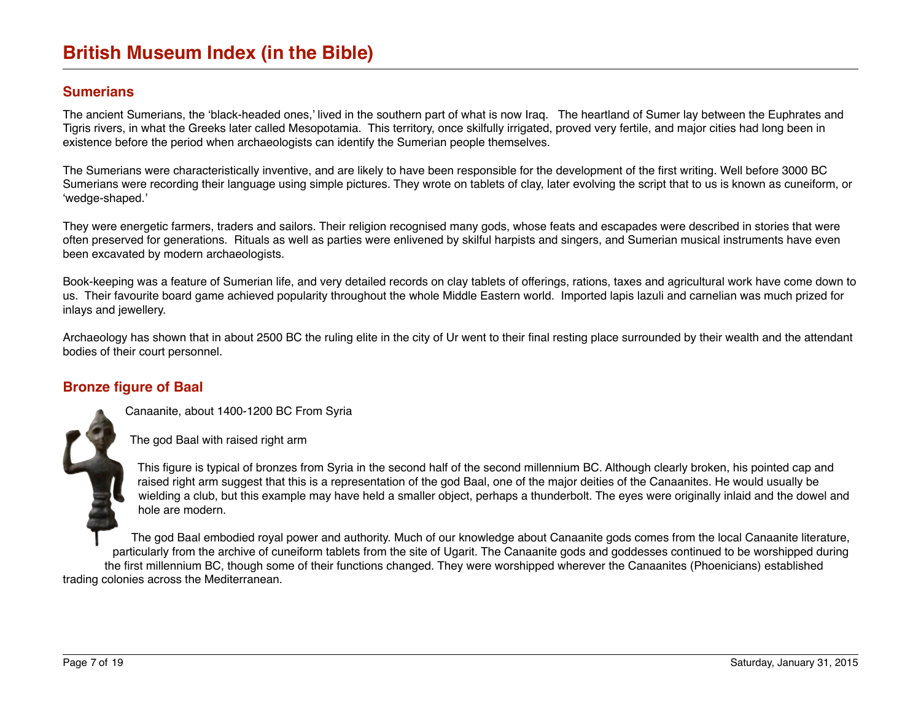## Sumerians

The ancient Sumerians, the 'black-headed ones,' lived in the southern part of what is now Iraq. The heartland of Sumer lay between the Euphrates and Tigris rivers, in what the Greeks later called Mesopotamia. This territory, once skilfully irrigated, proved very fertile, and major cities had long been in existence before the period when archaeologists can identify the Sumerian people themselves.

The Sumerians were characteristically inventive, and are likely to have been responsible for the development of the first writing. Well before 3000 BC Sumerians were recording their language using simple pictures. They wrote on tablets of clay, later evolving the script that to us is known as cuneiform, or 'wedge-shaped.'

They were energetic farmers, traders and sailors. Their religion recognised many gods, whose feats and escapades were described in stories that were often preserved for generations. Rituals as well as parties were enlivened by skilful harpists and singers, and Sumerian musical instruments have even been excavated by modern archaeologists.

Book-keeping was a feature of Sumerian life, and very detailed records on clay tablets of offerings, rations, taxes and agricultural work have come down to us. Their favourite board game achieved popularity throughout the whole Middle Eastern world. Imported lapis lazuli and carnelian was much prized for inlays and jewellery.

Archaeology has shown that in about 2500 BC the ruling elite in the city of Ur went to their final resting place surrounded by their wealth and the attendant bodies of their court personnel.

## Bronze figure of Baal

Canaanite, about 1400-1200 BC From Syria

The god Baal with raised right arm

This figure is typical of bronzes from Syria in the second half of the second millennium BC. Although clearly broken, his pointed cap and raised right arm suggest that this is a representation of the god Baal, one of the major deities of the Canaanites. He would usually be wielding a club, but this example may have held a smaller object, perhaps a thunderbolt. The eyes were originally inlaid and the dowel and hole are modern.

The god Baal embodied royal power and authority. Much of our knowledge about Canaanite gods comes from the local Canaanite literature, particularly from the archive of cuneiform tablets from the site of Ugarit. The Canaanite gods and goddesses continued to be worshipped during the first millennium BC, though some of their functions changed. They were worshipped wherever the Canaanites (Phoenicians) established trading colonies across the Mediterranean.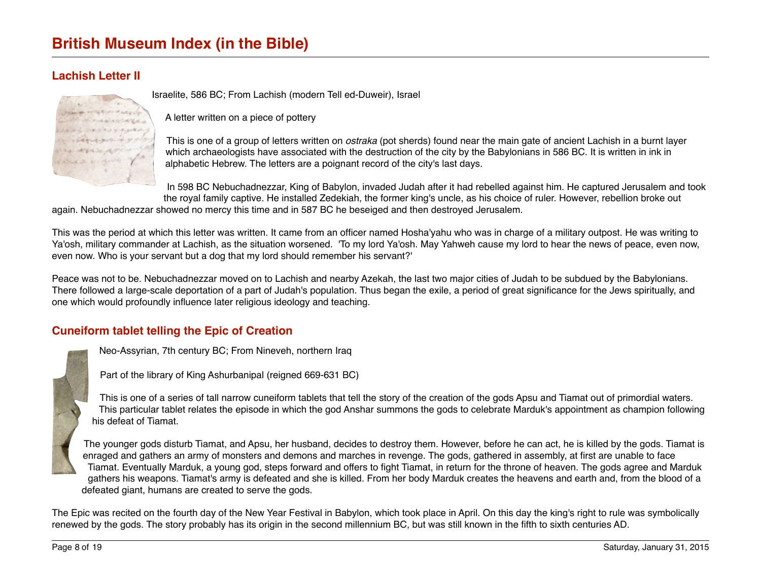## Lachish Letter II

Israelite, 586 BC; From Lachish (modern Tell ed-Duweir), Israel

A letter written on a piece of pottery

This is one of a group of letters written on *ostraka* (pot sherds) found near the main gate of ancient Lachish in a burnt layer which archaeologists have associated with the destruction of the city by the Babylonians in 586 BC. It is written in ink in alphabetic Hebrew. The letters are a poignant record of the city's last days.

In 598 BC Nebuchadnezzar, King of Babylon, invaded Judah after it had rebelled against him. He captured Jerusalem and took the royal family captive. He installed Zedekiah, the former king's uncle, as his choice of ruler. However, rebellion broke out again. Nebuchadnezzar showed no mercy this time and in 587 BC he beseiged and then destroyed Jerusalem.

This was the period at which this letter was written. It came from an officer named Hosha'yahu who was in charge of a military outpost. He was writing to Ya'osh, military commander at Lachish, as the situation worsened. 'To my lord Ya'osh. May Yahweh cause my lord to hear the news of peace, even now, even now. Who is your servant but a dog that my lord should remember his servant?'

Peace was not to be. Nebuchadnezzar moved on to Lachish and nearby Azekah, the last two major cities of Judah to be subdued by the Babylonians. There followed a large-scale deportation of a part of Judah's population. Thus began the exile, a period of great significance for the Jews spiritually, and one which would profoundly influence later religious ideology and teaching.

## Cuneiform tablet telling the Epic of Creation

Neo-Assyrian, 7th century BC; From Nineveh, northern Iraq

Part of the library of King Ashurbanipal (reigned 669-631 BC)

This is one of a series of tall narrow cuneiform tablets that tell the story of the creation of the gods Apsu and Tiamat out of primordial waters. This particular tablet relates the episode in which the god Anshar summons the gods to celebrate Marduk's appointment as champion following his defeat of Tiamat.

The younger gods disturb Tiamat, and Apsu, her husband, decides to destroy them. However, before he can act, he is killed by the gods. Tiamat is enraged and gathers an army of monsters and demons and marches in revenge. The gods, gathered in assembly, at first are unable to face Tiamat. Eventually Marduk, a young god, steps forward and offers to fight Tiamat, in return for the throne of heaven. The gods agree and Marduk gathers his weapons. Tiamat's army is defeated and she is killed. From her body Marduk creates the heavens and earth and, from the blood of a defeated giant, humans are created to serve the gods.

The Epic was recited on the fourth day of the New Year Festival in Babylon, which took place in April. On this day the king's right to rule was symbolically renewed by the gods. The story probably has its origin in the second millennium BC, but was still known in the fifth to sixth centuries AD.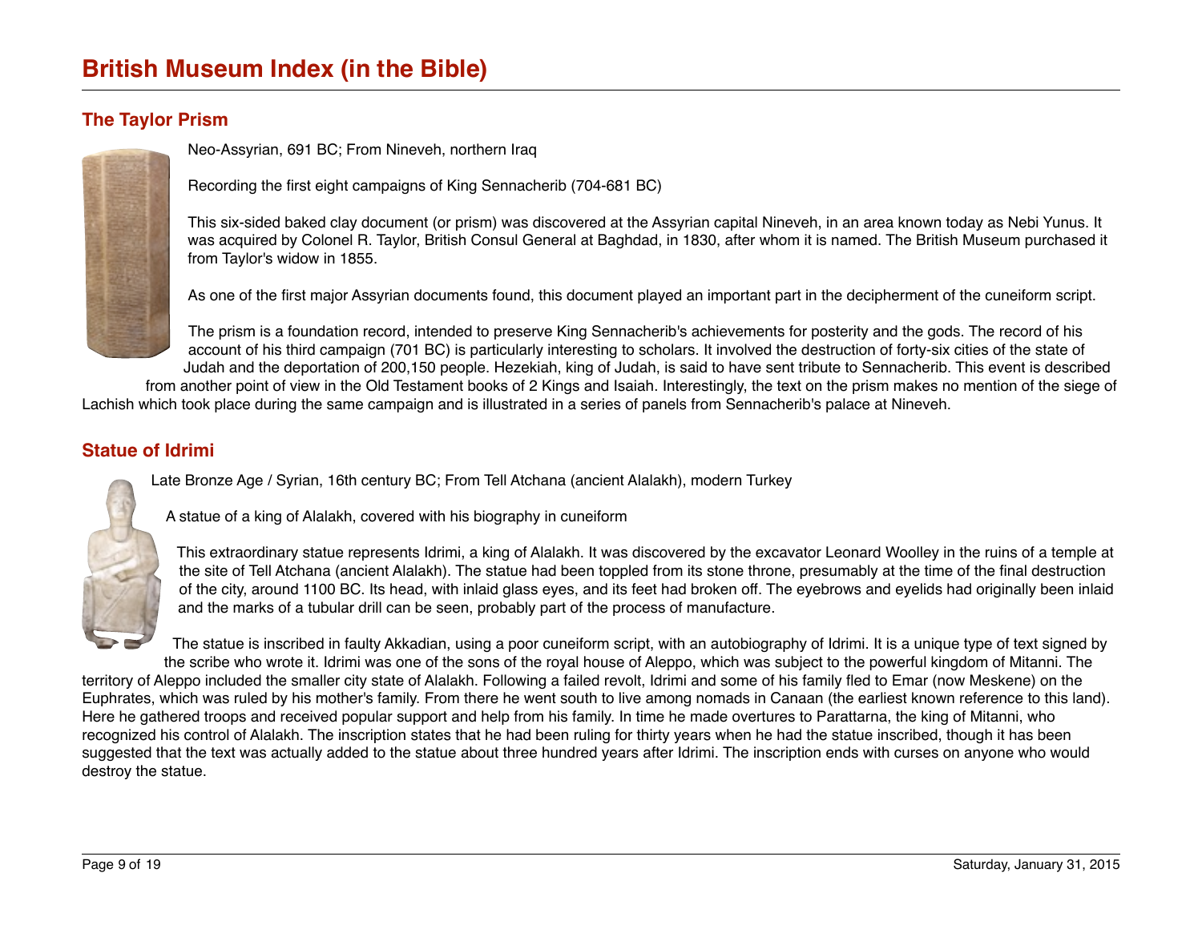# British Museum Index (in the Bible)

## The Taylor Prism

Neo-Assyrian, 691 BC; From Nineveh, northern Iraq

Recording the first eight campaigns of King Sennacherib (704-681 BC)

This six-sided baked clay document (or prism) was discovered at the Assyrian capital Nineveh, in an area known today as Nebi Yunus. It was acquired by Colonel R. Taylor, British Consul General at Baghdad, in 1830, after whom it is named. The British Museum purchased it from Taylor's widow in 1855.

As one of the first major Assyrian documents found, this document played an important part in the decipherment of the cuneiform script.

The prism is a foundation record, intended to preserve King Sennacherib's achievements for posterity and the gods. The record of his account of his third campaign (701 BC) is particularly interesting to scholars. It involved the destruction of forty-six cities of the state of Judah and the deportation of 200,150 people. Hezekiah, king of Judah, is said to have sent tribute to Sennacherib. This event is described from another point of view in the Old Testament books of 2 Kings and Isaiah. Interestingly, the text on the prism makes no mention of the siege of Lachish which took place during the same campaign and is illustrated in a series of panels from Sennacherib's palace at Nineveh.

## Statue of Idrimi

Late Bronze Age / Syrian, 16th century BC; From Tell Atchana (ancient Alalakh), modern Turkey

A statue of a king of Alalakh, covered with his biography in cuneiform

This extraordinary statue represents Idrimi, a king of Alalakh. It was discovered by the excavator Leonard Woolley in the ruins of a temple at the site of Tell Atchana (ancient Alalakh). The statue had been toppled from its stone throne, presumably at the time of the final destruction of the city, around 1100 BC. Its head, with inlaid glass eyes, and its feet had broken off. The eyebrows and eyelids had originally been inlaid and the marks of a tubular drill can be seen, probably part of the process of manufacture.

The statue is inscribed in faulty Akkadian, using a poor cuneiform script, with an autobiography of Idrimi. It is a unique type of text signed by the scribe who wrote it. Idrimi was one of the sons of the royal house of Aleppo, which was subject to the powerful kingdom of Mitanni. The territory of Aleppo included the smaller city state of Alalakh. Following a failed revolt, Idrimi and some of his family fled to Emar (now Meskene) on the Euphrates, which was ruled by his mother's family. From there he went south to live among nomads in Canaan (the earliest known reference to this land). Here he gathered troops and received popular support and help from his family. In time he made overtures to Parattarna, the king of Mitanni, who recognized his control of Alalakh. The inscription states that he had been ruling for thirty years when he had the statue inscribed, though it has been suggested that the text was actually added to the statue about three hundred years after Idrimi. The inscription ends with curses on anyone who would destroy the statue.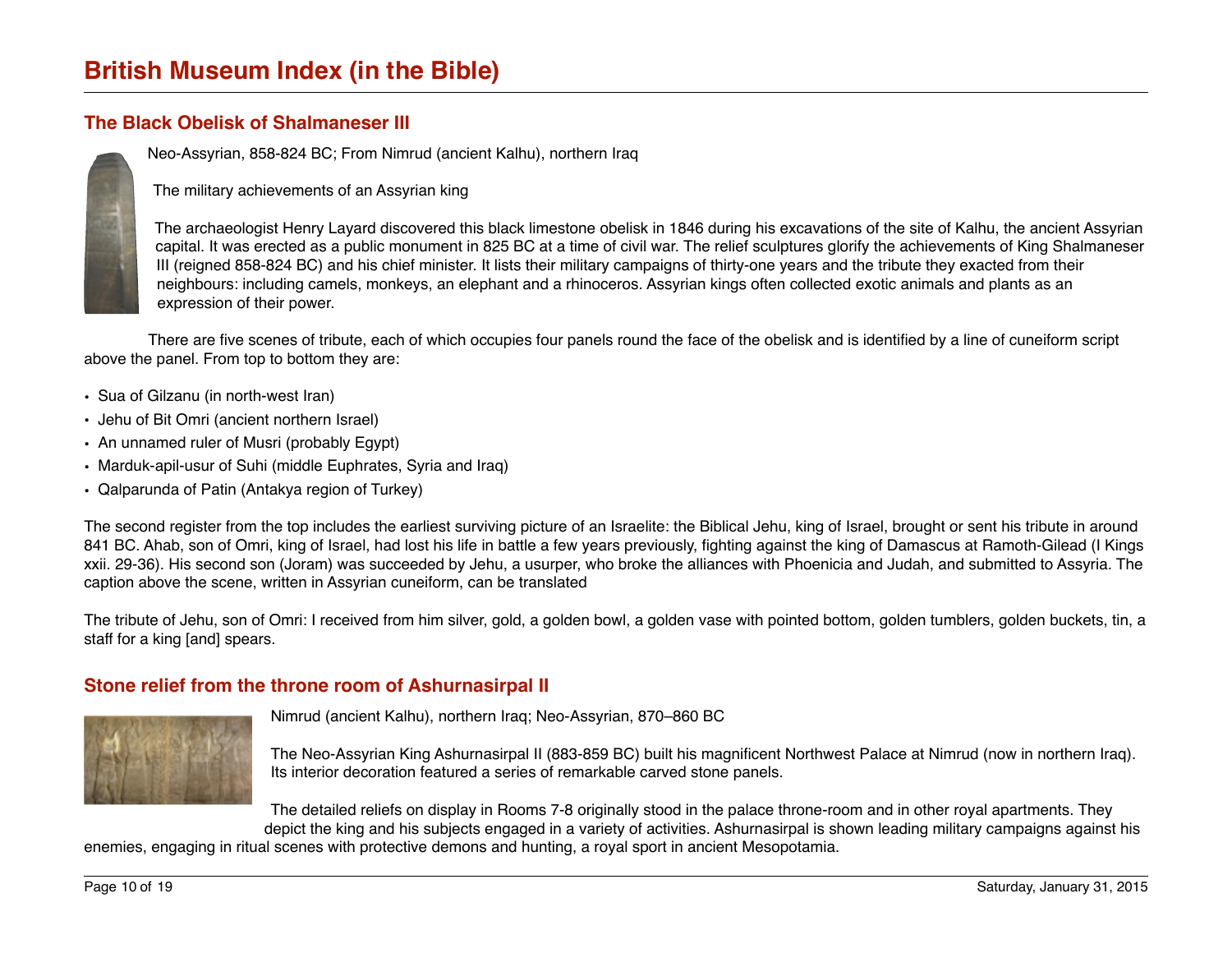# British Museum Index (in the Bible)

## The Black Obelisk of Shalmaneser III

Neo-Assyrian, 858-824 BC; From Nimrud (ancient Kalhu), northern Iraq

The military achievements of an Assyrian king

The archaeologist Henry Layard discovered this black limestone obelisk in 1846 during his excavations of the site of Kalhu, the ancient Assyrian capital. It was erected as a public monument in 825 BC at a time of civil war. The relief sculptures glorify the achievements of King Shalmaneser III (reigned 858-824 BC) and his chief minister. It lists their military campaigns of thirty-one years and the tribute they exacted from their neighbours: including camels, monkeys, an elephant and a rhinoceros. Assyrian kings often collected exotic animals and plants as an expression of their power.

There are five scenes of tribute, each of which occupies four panels round the face of the obelisk and is identified by a line of cuneiform script above the panel. From top to bottom they are:

- Sua of Gilzanu (in north-west Iran)
- Jehu of Bit Omri (ancient northern Israel)
- An unnamed ruler of Musri (probably Egypt)
- Marduk-apil-usur of Suhi (middle Euphrates, Syria and Iraq)
- Qalparunda of Patin (Antakya region of Turkey)

The second register from the top includes the earliest surviving picture of an Israelite: the Biblical Jehu, king of Israel, brought or sent his tribute in around 841 BC. Ahab, son of Omri, king of Israel, had lost his life in battle a few years previously, fighting against the king of Damascus at Ramoth-Gilead (I Kings xxii. 29-36). His second son (Joram) was succeeded by Jehu, a usurper, who broke the alliances with Phoenicia and Judah, and submitted to Assyria. The caption above the scene, written in Assyrian cuneiform, can be translated

The tribute of Jehu, son of Omri: I received from him silver, gold, a golden bowl, a golden vase with pointed bottom, golden tumblers, golden buckets, tin, a staff for a king [and] spears.

## Stone relief from the throne room of Ashurnasirpal II

Nimrud (ancient Kalhu), northern Iraq; Neo-Assyrian, 870–860 BC

The Neo-Assyrian King Ashurnasirpal II (883-859 BC) built his magnificent Northwest Palace at Nimrud (now in northern Iraq). Its interior decoration featured a series of remarkable carved stone panels.

The detailed reliefs on display in Rooms 7-8 originally stood in the palace throne-room and in other royal apartments. They depict the king and his subjects engaged in a variety of activities. Ashurnasirpal is shown leading military campaigns against his enemies, engaging in ritual scenes with protective demons and hunting, a royal sport in ancient Mesopotamia.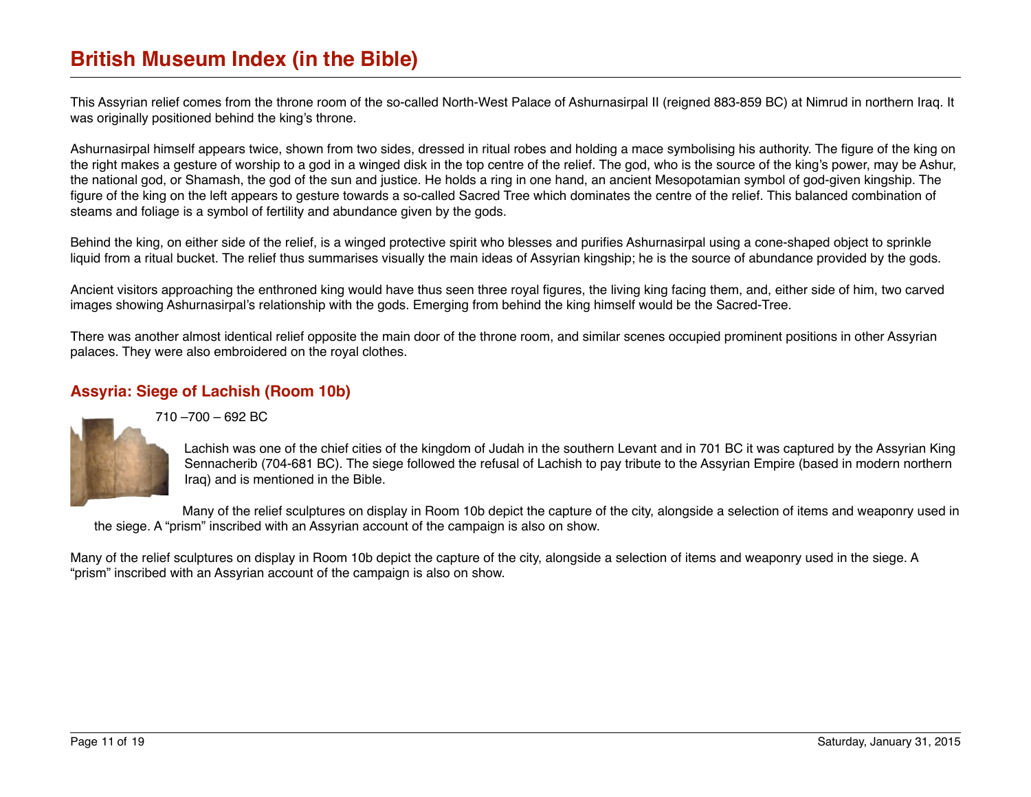This Assyrian relief comes from the throne room of the so-called North-West Palace of Ashurnasirpal II (reigned 883-859 BC) at Nimrud in northern Iraq. It was originally positioned behind the king's throne.

Ashurnasirpal himself appears twice, shown from two sides, dressed in ritual robes and holding a mace symbolising his authority. The figure of the king on the right makes a gesture of worship to a god in a winged disk in the top centre of the relief. The god, who is the source of the king's power, may be Ashur, the national god, or Shamash, the god of the sun and justice. He holds a ring in one hand, an ancient Mesopotamian symbol of god-given kingship. The figure of the king on the left appears to gesture towards a so-called Sacred Tree which dominates the centre of the relief. This balanced combination of steams and foliage is a symbol of fertility and abundance given by the gods.

Behind the king, on either side of the relief, is a winged protective spirit who blesses and purifies Ashurnasirpal using a cone-shaped object to sprinkle liquid from a ritual bucket. The relief thus summarises visually the main ideas of Assyrian kingship; he is the source of abundance provided by the gods.

Ancient visitors approaching the enthroned king would have thus seen three royal figures, the living king facing them, and, either side of him, two carved images showing Ashurnasirpal's relationship with the gods. Emerging from behind the king himself would be the Sacred-Tree.

There was another almost identical relief opposite the main door of the throne room, and similar scenes occupied prominent positions in other Assyrian palaces. They were also embroidered on the royal clothes.

## Assyria: Siege of Lachish (Room 10b)

710 –700 – 692 BC

Lachish was one of the chief cities of the kingdom of Judah in the southern Levant and in 701 BC it was captured by the Assyrian King Sennacherib (704-681 BC). The siege followed the refusal of Lachish to pay tribute to the Assyrian Empire (based in modern northern Iraq) and is mentioned in the Bible.

Many of the relief sculptures on display in Room 10b depict the capture of the city, alongside a selection of items and weaponry used in the siege. A "prism" inscribed with an Assyrian account of the campaign is also on show.

Many of the relief sculptures on display in Room 10b depict the capture of the city, alongside a selection of items and weaponry used in the siege. A "prism" inscribed with an Assyrian account of the campaign is also on show.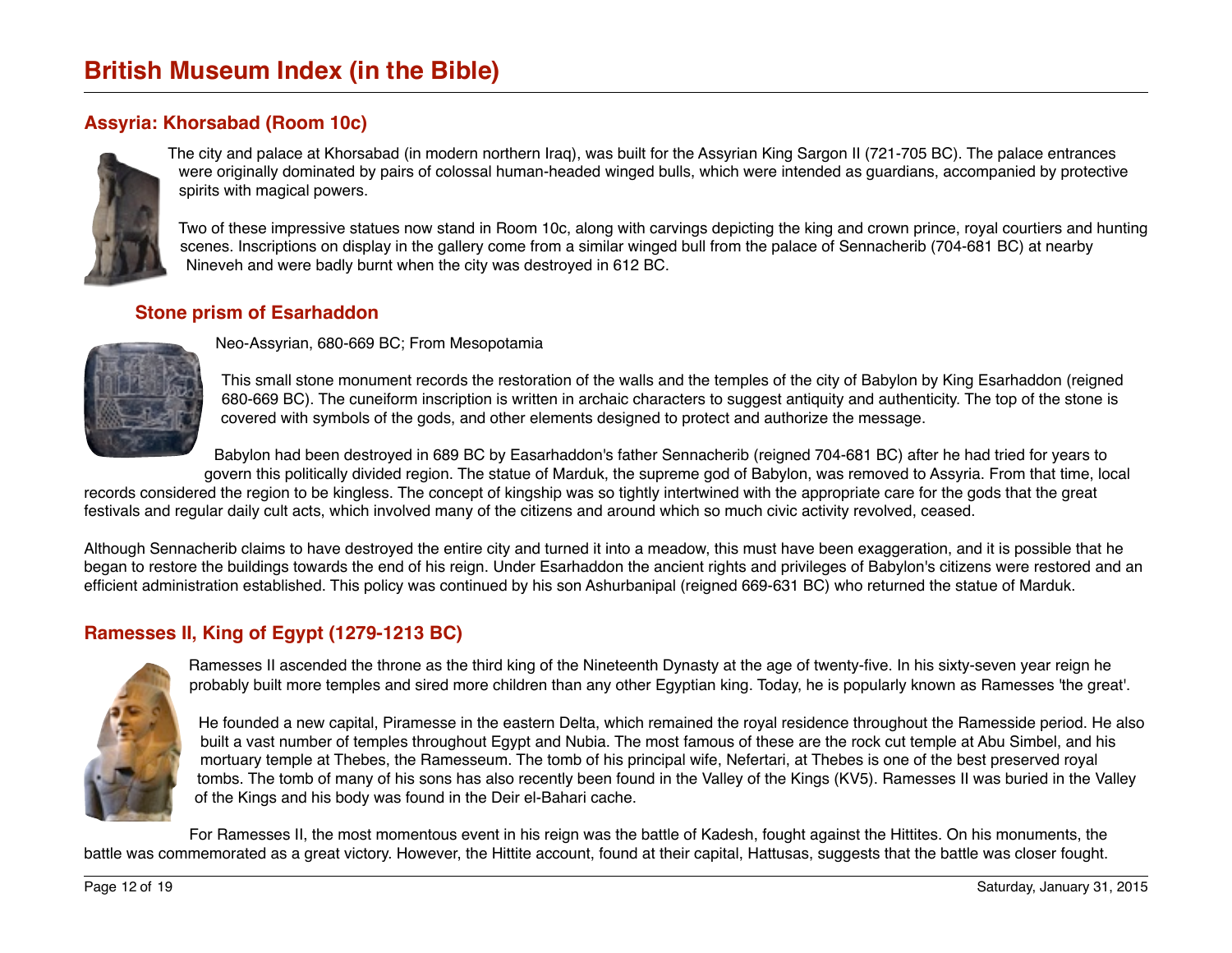# British Museum Index (in the Bible)

## Assyria: Khorsabad (Room 10c)

The city and palace at Khorsabad (in modern northern Iraq), was built for the Assyrian King Sargon II (721-705 BC). The palace entrances were originally dominated by pairs of colossal human-headed winged bulls, which were intended as guardians, accompanied by protective spirits with magical powers.

Two of these impressive statues now stand in Room 10c, along with carvings depicting the king and crown prince, royal courtiers and hunting scenes. Inscriptions on display in the gallery come from a similar winged bull from the palace of Sennacherib (704-681 BC) at nearby Nineveh and were badly burnt when the city was destroyed in 612 BC.

### Stone prism of Esarhaddon

Neo-Assyrian, 680-669 BC; From Mesopotamia

This small stone monument records the restoration of the walls and the temples of the city of Babylon by King Esarhaddon (reigned 680-669 BC). The cuneiform inscription is written in archaic characters to suggest antiquity and authenticity. The top of the stone is covered with symbols of the gods, and other elements designed to protect and authorize the message.

Babylon had been destroyed in 689 BC by Easarhaddon's father Sennacherib (reigned 704-681 BC) after he had tried for years to govern this politically divided region. The statue of Marduk, the supreme god of Babylon, was removed to Assyria. From that time, local records considered the region to be kingless. The concept of kingship was so tightly intertwined with the appropriate care for the gods that the great festivals and regular daily cult acts, which involved many of the citizens and around which so much civic activity revolved, ceased.

Although Sennacherib claims to have destroyed the entire city and turned it into a meadow, this must have been exaggeration, and it is possible that he began to restore the buildings towards the end of his reign. Under Esarhaddon the ancient rights and privileges of Babylon's citizens were restored and an efficient administration established. This policy was continued by his son Ashurbanipal (reigned 669-631 BC) who returned the statue of Marduk.

## Ramesses II, King of Egypt (1279-1213 BC)

Ramesses II ascended the throne as the third king of the Nineteenth Dynasty at the age of twenty-five. In his sixty-seven year reign he probably built more temples and sired more children than any other Egyptian king. Today, he is popularly known as Ramesses 'the great'.

He founded a new capital, Piramesse in the eastern Delta, which remained the royal residence throughout the Ramesside period. He also built a vast number of temples throughout Egypt and Nubia. The most famous of these are the rock cut temple at Abu Simbel, and his mortuary temple at Thebes, the Ramesseum. The tomb of his principal wife, Nefertari, at Thebes is one of the best preserved royal tombs. The tomb of many of his sons has also recently been found in the Valley of the Kings (KV5). Ramesses II was buried in the Valley of the Kings and his body was found in the Deir el-Bahari cache.

For Ramesses II, the most momentous event in his reign was the battle of Kadesh, fought against the Hittites. On his monuments, the battle was commemorated as a great victory. However, the Hittite account, found at their capital, Hattusas, suggests that the battle was closer fought.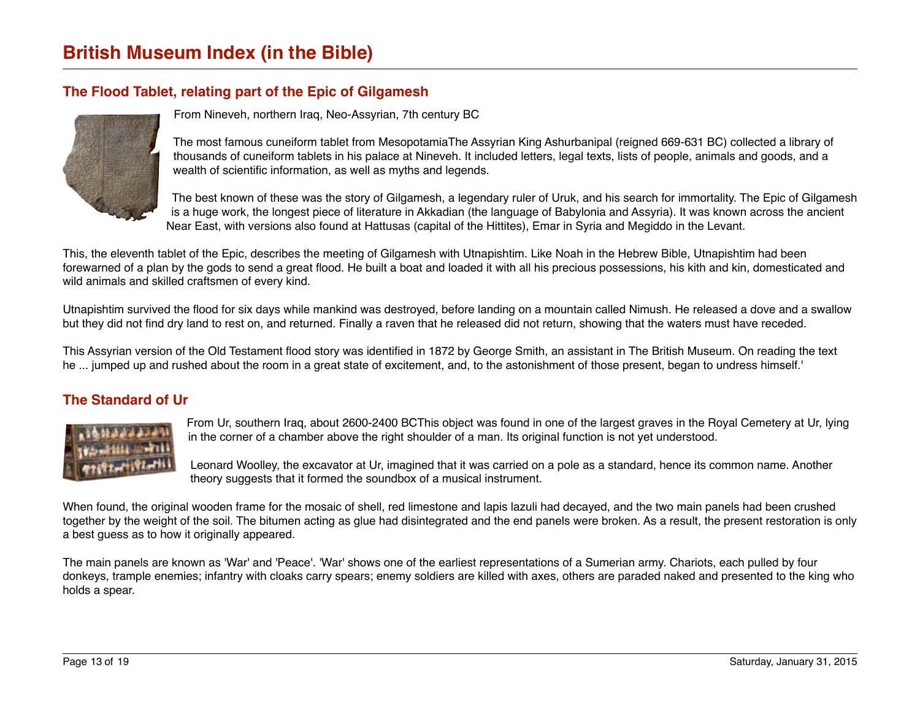# British Museum Index (in the Bible)

## The Flood Tablet, relating part of the Epic of Gilgamesh

From Nineveh, northern Iraq, Neo-Assyrian, 7th century BC

The most famous cuneiform tablet from MesopotamiaThe Assyrian King Ashurbanipal (reigned 669-631 BC) collected a library of thousands of cuneiform tablets in his palace at Nineveh. It included letters, legal texts, lists of people, animals and goods, and a wealth of scientific information, as well as myths and legends.

The best known of these was the story of Gilgamesh, a legendary ruler of Uruk, and his search for immortality. The Epic of Gilgamesh is a huge work, the longest piece of literature in Akkadian (the language of Babylonia and Assyria). It was known across the ancient Near East, with versions also found at Hattusas (capital of the Hittites), Emar in Syria and Megiddo in the Levant.

This, the eleventh tablet of the Epic, describes the meeting of Gilgamesh with Utnapishtim. Like Noah in the Hebrew Bible, Utnapishtim had been forewarned of a plan by the gods to send a great flood. He built a boat and loaded it with all his precious possessions, his kith and kin, domesticated and wild animals and skilled craftsmen of every kind.

Utnapishtim survived the flood for six days while mankind was destroyed, before landing on a mountain called Nimush. He released a dove and a swallow but they did not find dry land to rest on, and returned. Finally a raven that he released did not return, showing that the waters must have receded.

This Assyrian version of the Old Testament flood story was identified in 1872 by George Smith, an assistant in The British Museum. On reading the text he ... jumped up and rushed about the room in a great state of excitement, and, to the astonishment of those present, began to undress himself.'

## The Standard of Ur

From Ur, southern Iraq, about 2600-2400 BCThis object was found in one of the largest graves in the Royal Cemetery at Ur, lying in the corner of a chamber above the right shoulder of a man. Its original function is not yet understood.

Leonard Woolley, the excavator at Ur, imagined that it was carried on a pole as a standard, hence its common name. Another theory suggests that it formed the soundbox of a musical instrument.

When found, the original wooden frame for the mosaic of shell, red limestone and lapis lazuli had decayed, and the two main panels had been crushed together by the weight of the soil. The bitumen acting as glue had disintegrated and the end panels were broken. As a result, the present restoration is only a best guess as to how it originally appeared.

The main panels are known as 'War' and 'Peace'. 'War' shows one of the earliest representations of a Sumerian army. Chariots, each pulled by four donkeys, trample enemies; infantry with cloaks carry spears; enemy soldiers are killed with axes, others are paraded naked and presented to the king who holds a spear.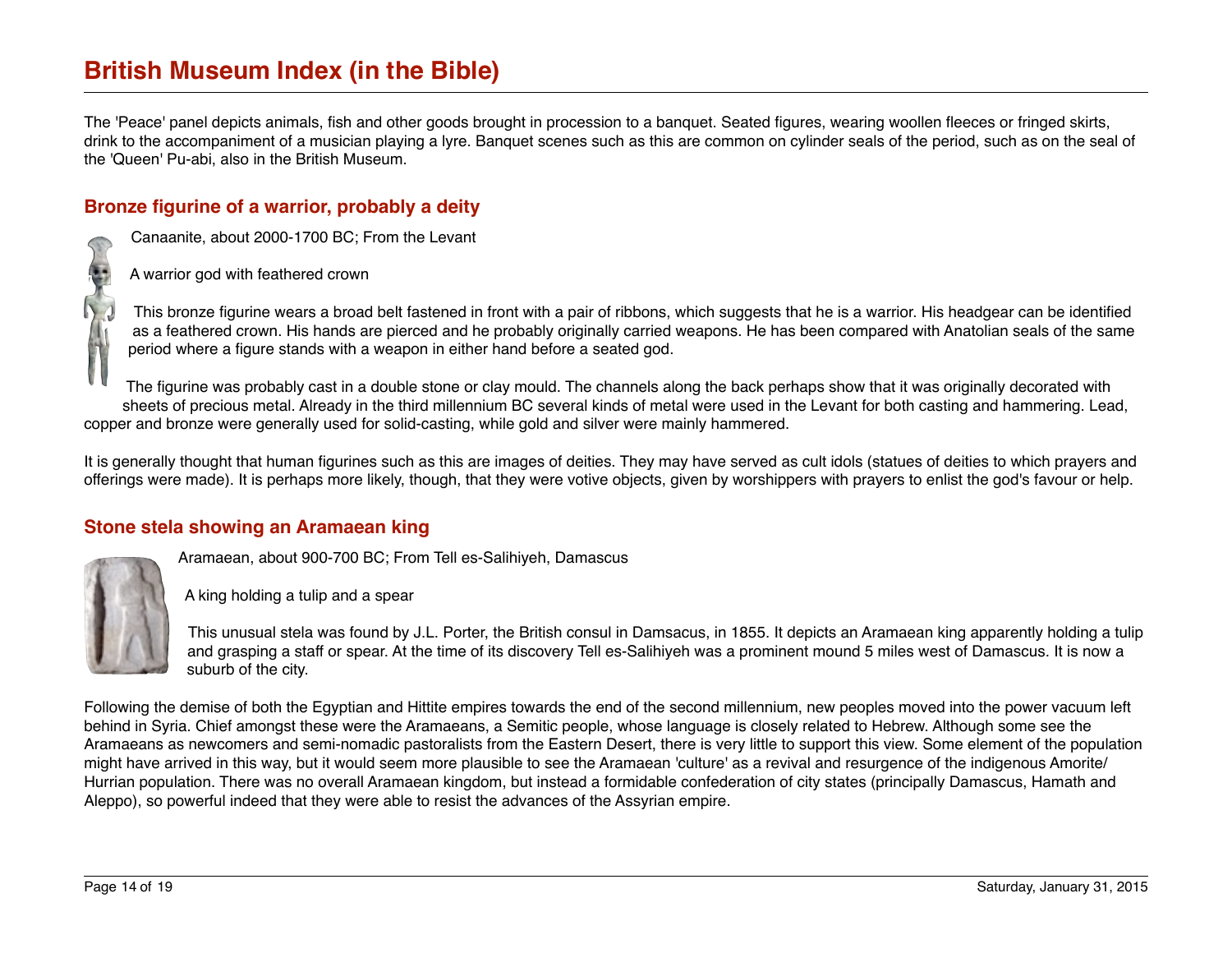The 'Peace' panel depicts animals, fish and other goods brought in procession to a banquet. Seated figures, wearing woollen fleeces or fringed skirts, drink to the accompaniment of a musician playing a lyre. Banquet scenes such as this are common on cylinder seals of the period, such as on the seal of the 'Queen' Pu-abi, also in the British Museum.

## Bronze figurine of a warrior, probably a deity

Canaanite, about 2000-1700 BC; From the Levant

A warrior god with feathered crown

This bronze figurine wears a broad belt fastened in front with a pair of ribbons, which suggests that he is a warrior. His headgear can be identified as a feathered crown. His hands are pierced and he probably originally carried weapons. He has been compared with Anatolian seals of the same period where a figure stands with a weapon in either hand before a seated god.

The figurine was probably cast in a double stone or clay mould. The channels along the back perhaps show that it was originally decorated with sheets of precious metal. Already in the third millennium BC several kinds of metal were used in the Levant for both casting and hammering. Lead, copper and bronze were generally used for solid-casting, while gold and silver were mainly hammered.

It is generally thought that human figurines such as this are images of deities. They may have served as cult idols (statues of deities to which prayers and offerings were made). It is perhaps more likely, though, that they were votive objects, given by worshippers with prayers to enlist the god's favour or help.

## Stone stela showing an Aramaean king

Aramaean, about 900-700 BC; From Tell es-Salihiyeh, Damascus

A king holding a tulip and a spear

This unusual stela was found by J.L. Porter, the British consul in Damsacus, in 1855. It depicts an Aramaean king apparently holding a tulip and grasping a staff or spear. At the time of its discovery Tell es-Salihiyeh was a prominent mound 5 miles west of Damascus. It is now a suburb of the city.

Following the demise of both the Egyptian and Hittite empires towards the end of the second millennium, new peoples moved into the power vacuum left behind in Syria. Chief amongst these were the Aramaeans, a Semitic people, whose language is closely related to Hebrew. Although some see the Aramaeans as newcomers and semi-nomadic pastoralists from the Eastern Desert, there is very little to support this view. Some element of the population might have arrived in this way, but it would seem more plausible to see the Aramaean 'culture' as a revival and resurgence of the indigenous Amorite/Hurrian population. There was no overall Aramaean kingdom, but instead a formidable confederation of city states (principally Damascus, Hamath and Aleppo), so powerful indeed that they were able to resist the advances of the Assyrian empire.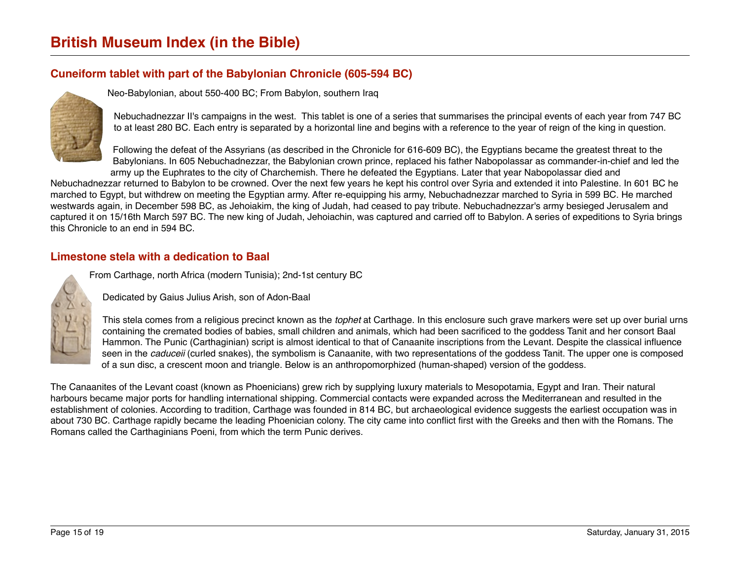# British Museum Index (in the Bible)

## Cuneiform tablet with part of the Babylonian Chronicle (605-594 BC)

Neo-Babylonian, about 550-400 BC; From Babylon, southern Iraq

Nebuchadnezzar II's campaigns in the west. This tablet is one of a series that summarises the principal events of each year from 747 BC to at least 280 BC. Each entry is separated by a horizontal line and begins with a reference to the year of reign of the king in question.

Following the defeat of the Assyrians (as described in the Chronicle for 616-609 BC), the Egyptians became the greatest threat to the Babylonians. In 605 Nebuchadnezzar, the Babylonian crown prince, replaced his father Nabopolassar as commander-in-chief and led the army up the Euphrates to the city of Charchemish. There he defeated the Egyptians. Later that year Nabopolassar died and Nebuchadnezzar returned to Babylon to be crowned. Over the next few years he kept his control over Syria and extended it into Palestine. In 601 BC he marched to Egypt, but withdrew on meeting the Egyptian army. After re-equipping his army, Nebuchadnezzar marched to Syria in 599 BC. He marched westwards again, in December 598 BC, as Jehoiakim, the king of Judah, had ceased to pay tribute. Nebuchadnezzar's army besieged Jerusalem and captured it on 15/16th March 597 BC. The new king of Judah, Jehoiachin, was captured and carried off to Babylon. A series of expeditions to Syria brings this Chronicle to an end in 594 BC.

## Limestone stela with a dedication to Baal

From Carthage, north Africa (modern Tunisia); 2nd-1st century BC

Dedicated by Gaius Julius Arish, son of Adon-Baal

This stela comes from a religious precinct known as the *tophet* at Carthage. In this enclosure such grave markers were set up over burial urns containing the cremated bodies of babies, small children and animals, which had been sacrificed to the goddess Tanit and her consort Baal Hammon. The Punic (Carthaginian) script is almost identical to that of Canaanite inscriptions from the Levant. Despite the classical influence seen in the *caduceii* (curled snakes), the symbolism is Canaanite, with two representations of the goddess Tanit. The upper one is composed of a sun disc, a crescent moon and triangle. Below is an anthropomorphized (human-shaped) version of the goddess.

The Canaanites of the Levant coast (known as Phoenicians) grew rich by supplying luxury materials to Mesopotamia, Egypt and Iran. Their natural harbours became major ports for handling international shipping. Commercial contacts were expanded across the Mediterranean and resulted in the establishment of colonies. According to tradition, Carthage was founded in 814 BC, but archaeological evidence suggests the earliest occupation was in about 730 BC. Carthage rapidly became the leading Phoenician colony. The city came into conflict first with the Greeks and then with the Romans. The Romans called the Carthaginians Poeni, from which the term Punic derives.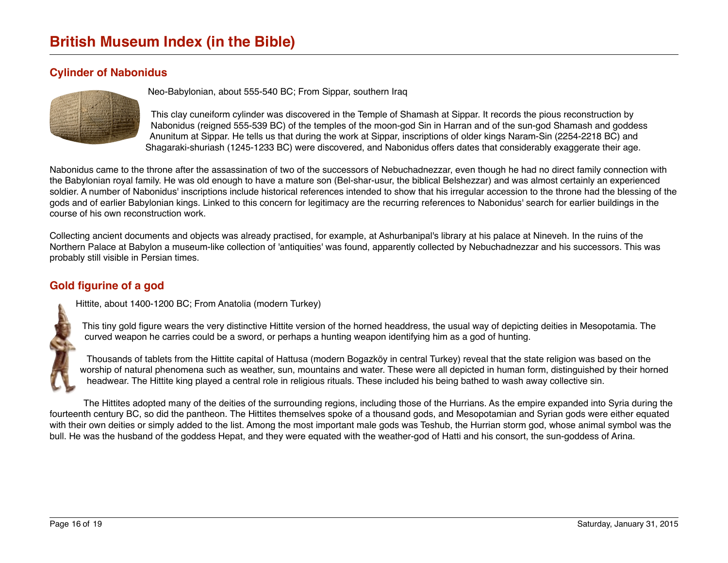# British Museum Index (in the Bible)

## Cylinder of Nabonidus

Neo-Babylonian, about 555-540 BC; From Sippar, southern Iraq

This clay cuneiform cylinder was discovered in the Temple of Shamash at Sippar. It records the pious reconstruction by Nabonidus (reigned 555-539 BC) of the temples of the moon-god Sin in Harran and of the sun-god Shamash and goddess Anunitum at Sippar. He tells us that during the work at Sippar, inscriptions of older kings Naram-Sin (2254-2218 BC) and Shagaraki-shuriash (1245-1233 BC) were discovered, and Nabonidus offers dates that considerably exaggerate their age.

Nabonidus came to the throne after the assassination of two of the successors of Nebuchadnezzar, even though he had no direct family connection with the Babylonian royal family. He was old enough to have a mature son (Bel-shar-usur, the biblical Belshezzar) and was almost certainly an experienced soldier. A number of Nabonidus' inscriptions include historical references intended to show that his irregular accession to the throne had the blessing of the gods and of earlier Babylonian kings. Linked to this concern for legitimacy are the recurring references to Nabonidus' search for earlier buildings in the course of his own reconstruction work.

Collecting ancient documents and objects was already practised, for example, at Ashurbanipal's library at his palace at Nineveh. In the ruins of the Northern Palace at Babylon a museum-like collection of 'antiquities' was found, apparently collected by Nebuchadnezzar and his successors. This was probably still visible in Persian times.

## Gold figurine of a god

Hittite, about 1400-1200 BC; From Anatolia (modern Turkey)

This tiny gold figure wears the very distinctive Hittite version of the horned headdress, the usual way of depicting deities in Mesopotamia. The curved weapon he carries could be a sword, or perhaps a hunting weapon identifying him as a god of hunting.

Thousands of tablets from the Hittite capital of Hattusa (modern Bogazköy in central Turkey) reveal that the state religion was based on the worship of natural phenomena such as weather, sun, mountains and water. These were all depicted in human form, distinguished by their horned headwear. The Hittite king played a central role in religious rituals. These included his being bathed to wash away collective sin.

The Hittites adopted many of the deities of the surrounding regions, including those of the Hurrians. As the empire expanded into Syria during the fourteenth century BC, so did the pantheon. The Hittites themselves spoke of a thousand gods, and Mesopotamian and Syrian gods were either equated with their own deities or simply added to the list. Among the most important male gods was Teshub, the Hurrian storm god, whose animal symbol was the bull. He was the husband of the goddess Hepat, and they were equated with the weather-god of Hatti and his consort, the sun-goddess of Arina.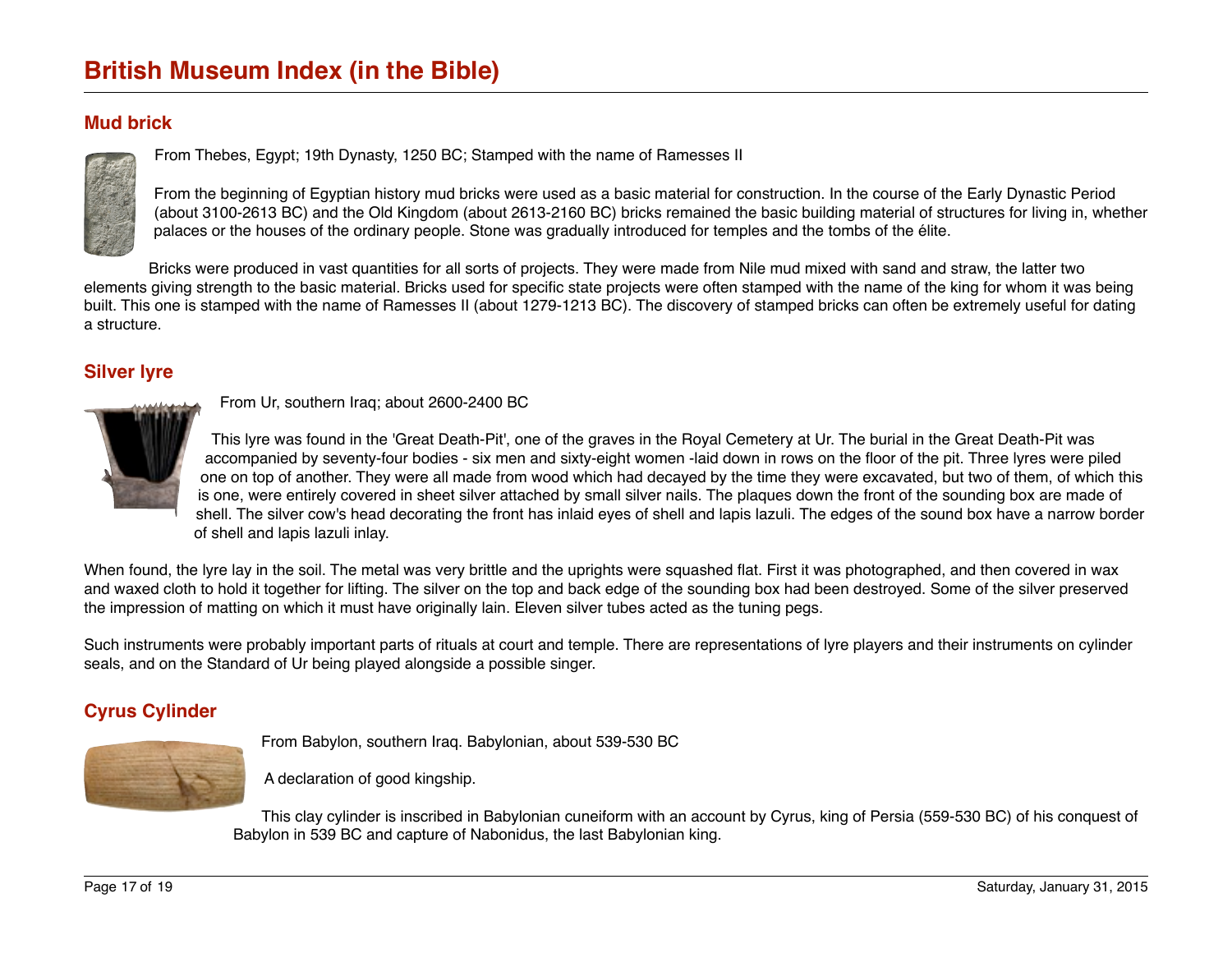# British Museum Index (in the Bible)

## Mud brick

From Thebes, Egypt; 19th Dynasty, 1250 BC; Stamped with the name of Ramesses II

From the beginning of Egyptian history mud bricks were used as a basic material for construction. In the course of the Early Dynastic Period (about 3100-2613 BC) and the Old Kingdom (about 2613-2160 BC) bricks remained the basic building material of structures for living in, whether palaces or the houses of the ordinary people. Stone was gradually introduced for temples and the tombs of the élite.

Bricks were produced in vast quantities for all sorts of projects. They were made from Nile mud mixed with sand and straw, the latter two elements giving strength to the basic material. Bricks used for specific state projects were often stamped with the name of the king for whom it was being built. This one is stamped with the name of Ramesses II (about 1279-1213 BC). The discovery of stamped bricks can often be extremely useful for dating a structure.

## Silver lyre

From Ur, southern Iraq; about 2600-2400 BC

This lyre was found in the 'Great Death-Pit', one of the graves in the Royal Cemetery at Ur. The burial in the Great Death-Pit was accompanied by seventy-four bodies - six men and sixty-eight women -laid down in rows on the floor of the pit. Three lyres were piled one on top of another. They were all made from wood which had decayed by the time they were excavated, but two of them, of which this is one, were entirely covered in sheet silver attached by small silver nails. The plaques down the front of the sounding box are made of shell. The silver cow's head decorating the front has inlaid eyes of shell and lapis lazuli. The edges of the sound box have a narrow border of shell and lapis lazuli inlay.

When found, the lyre lay in the soil. The metal was very brittle and the uprights were squashed flat. First it was photographed, and then covered in wax and waxed cloth to hold it together for lifting. The silver on the top and back edge of the sounding box had been destroyed. Some of the silver preserved the impression of matting on which it must have originally lain. Eleven silver tubes acted as the tuning pegs.

Such instruments were probably important parts of rituals at court and temple. There are representations of lyre players and their instruments on cylinder seals, and on the Standard of Ur being played alongside a possible singer.

## Cyrus Cylinder

From Babylon, southern Iraq. Babylonian, about 539-530 BC

A declaration of good kingship.

This clay cylinder is inscribed in Babylonian cuneiform with an account by Cyrus, king of Persia (559-530 BC) of his conquest of Babylon in 539 BC and capture of Nabonidus, the last Babylonian king.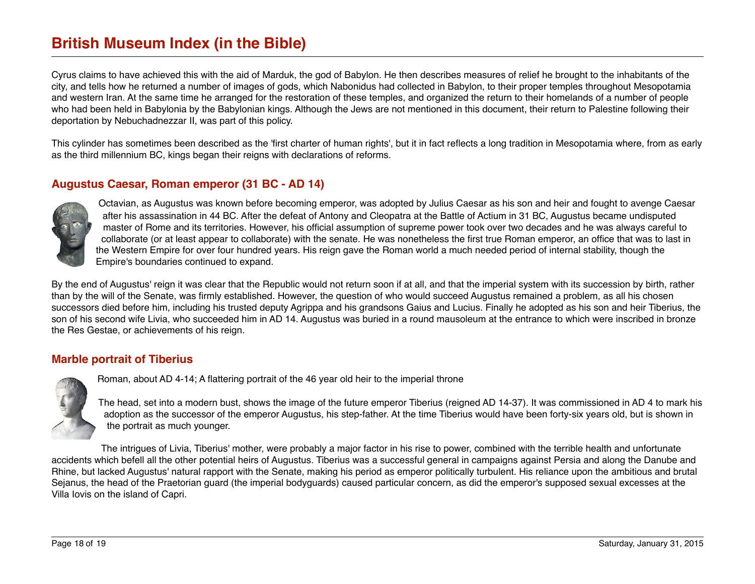Cyrus claims to have achieved this with the aid of Marduk, the god of Babylon. He then describes measures of relief he brought to the inhabitants of the city, and tells how he returned a number of images of gods, which Nabonidus had collected in Babylon, to their proper temples throughout Mesopotamia and western Iran. At the same time he arranged for the restoration of these temples, and organized the return to their homelands of a number of people who had been held in Babylonia by the Babylonian kings. Although the Jews are not mentioned in this document, their return to Palestine following their deportation by Nebuchadnezzar II, was part of this policy.

This cylinder has sometimes been described as the 'first charter of human rights', but it in fact reflects a long tradition in Mesopotamia where, from as early as the third millennium BC, kings began their reigns with declarations of reforms.

## Augustus Caesar, Roman emperor (31 BC - AD 14)

Octavian, as Augustus was known before becoming emperor, was adopted by Julius Caesar as his son and heir and fought to avenge Caesar after his assassination in 44 BC. After the defeat of Antony and Cleopatra at the Battle of Actium in 31 BC, Augustus became undisputed master of Rome and its territories. However, his official assumption of supreme power took over two decades and he was always careful to collaborate (or at least appear to collaborate) with the senate. He was nonetheless the first true Roman emperor, an office that was to last in the Western Empire for over four hundred years. His reign gave the Roman world a much needed period of internal stability, though the Empire's boundaries continued to expand.

By the end of Augustus' reign it was clear that the Republic would not return soon if at all, and that the imperial system with its succession by birth, rather than by the will of the Senate, was firmly established. However, the question of who would succeed Augustus remained a problem, as all his chosen successors died before him, including his trusted deputy Agrippa and his grandsons Gaius and Lucius. Finally he adopted as his son and heir Tiberius, the son of his second wife Livia, who succeeded him in AD 14. Augustus was buried in a round mausoleum at the entrance to which were inscribed in bronze the Res Gestae, or achievements of his reign.

## Marble portrait of Tiberius

Roman, about AD 4-14; A flattering portrait of the 46 year old heir to the imperial throne

The head, set into a modern bust, shows the image of the future emperor Tiberius (reigned AD 14-37). It was commissioned in AD 4 to mark his adoption as the successor of the emperor Augustus, his step-father. At the time Tiberius would have been forty-six years old, but is shown in the portrait as much younger.

The intrigues of Livia, Tiberius' mother, were probably a major factor in his rise to power, combined with the terrible health and unfortunate accidents which befell all the other potential heirs of Augustus. Tiberius was a successful general in campaigns against Persia and along the Danube and Rhine, but lacked Augustus' natural rapport with the Senate, making his period as emperor politically turbulent. His reliance upon the ambitious and brutal Sejanus, the head of the Praetorian guard (the imperial bodyguards) caused particular concern, as did the emperor's supposed sexual excesses at the Villa Iovis on the island of Capri.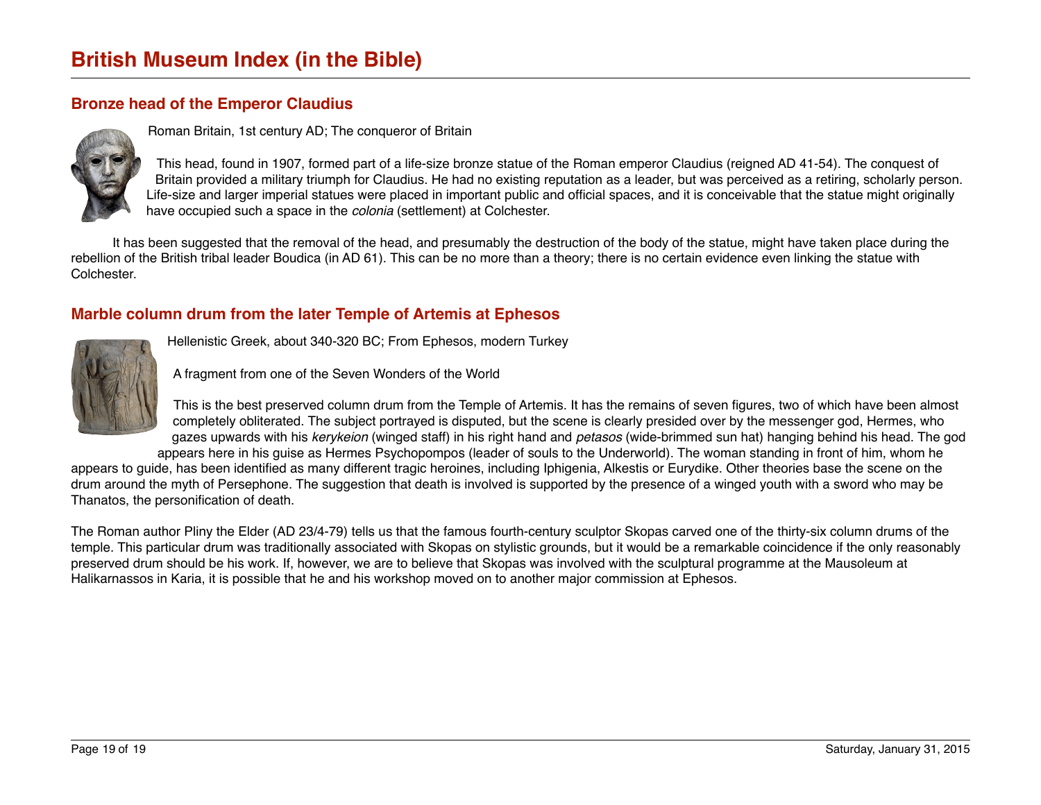# British Museum Index (in the Bible)

## Bronze head of the Emperor Claudius

Roman Britain, 1st century AD; The conqueror of Britain

This head, found in 1907, formed part of a life-size bronze statue of the Roman emperor Claudius (reigned AD 41-54). The conquest of Britain provided a military triumph for Claudius. He had no existing reputation as a leader, but was perceived as a retiring, scholarly person. Life-size and larger imperial statues were placed in important public and official spaces, and it is conceivable that the statue might originally have occupied such a space in the *colonia* (settlement) at Colchester.

It has been suggested that the removal of the head, and presumably the destruction of the body of the statue, might have taken place during the rebellion of the British tribal leader Boudica (in AD 61). This can be no more than a theory; there is no certain evidence even linking the statue with Colchester.

## Marble column drum from the later Temple of Artemis at Ephesos

Hellenistic Greek, about 340-320 BC; From Ephesos, modern Turkey

A fragment from one of the Seven Wonders of the World

This is the best preserved column drum from the Temple of Artemis. It has the remains of seven figures, two of which have been almost completely obliterated. The subject portrayed is disputed, but the scene is clearly presided over by the messenger god, Hermes, who gazes upwards with his *kerykeion* (winged staff) in his right hand and *petasos* (wide-brimmed sun hat) hanging behind his head. The god appears here in his guise as Hermes Psychopompos (leader of souls to the Underworld). The woman standing in front of him, whom he appears to guide, has been identified as many different tragic heroines, including Iphigenia, Alkestis or Eurydike. Other theories base the scene on the drum around the myth of Persephone. The suggestion that death is involved is supported by the presence of a winged youth with a sword who may be Thanatos, the personification of death.

The Roman author Pliny the Elder (AD 23/4-79) tells us that the famous fourth-century sculptor Skopas carved one of the thirty-six column drums of the temple. This particular drum was traditionally associated with Skopas on stylistic grounds, but it would be a remarkable coincidence if the only reasonably preserved drum should be his work. If, however, we are to believe that Skopas was involved with the sculptural programme at the Mausoleum at Halikarnassos in Karia, it is possible that he and his workshop moved on to another major commission at Ephesos.